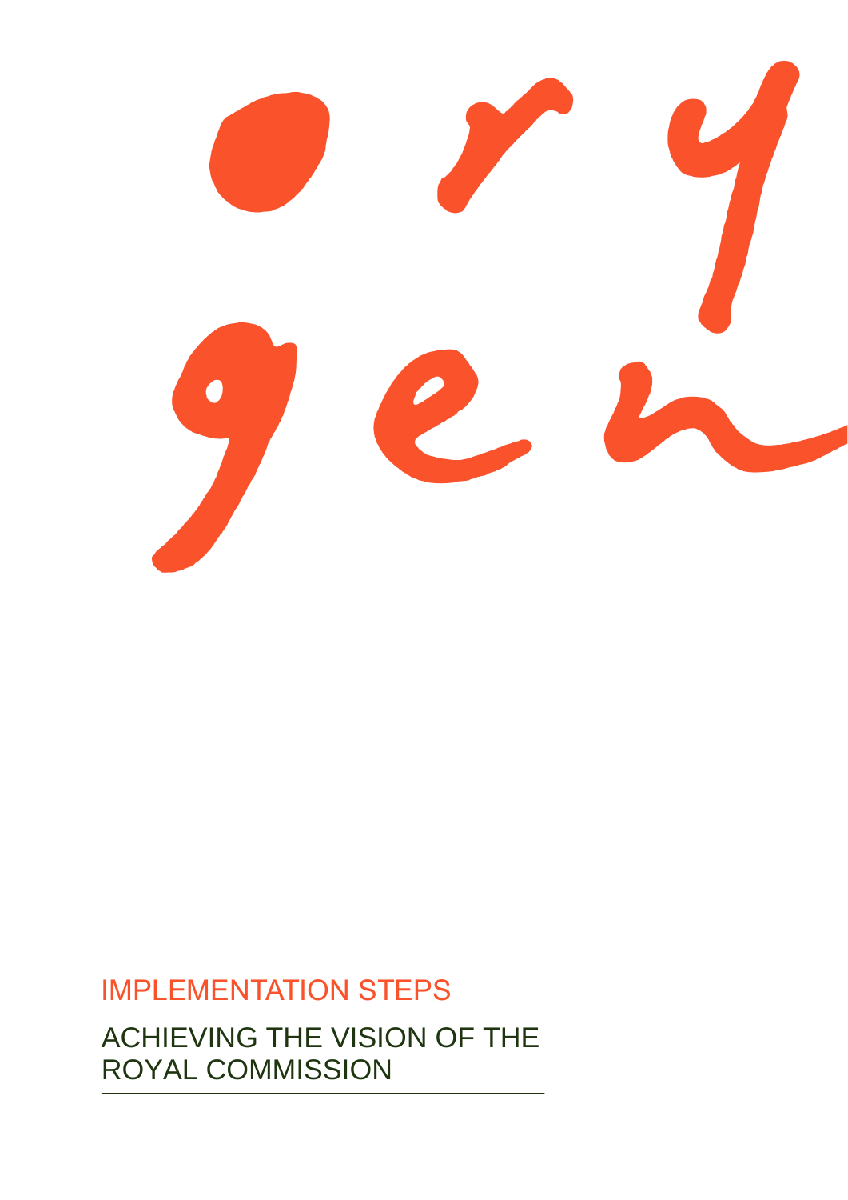# IMPLEMENTATION STEPS

## ACHIEVING THE VISION OF THE ROYAL COMMISSION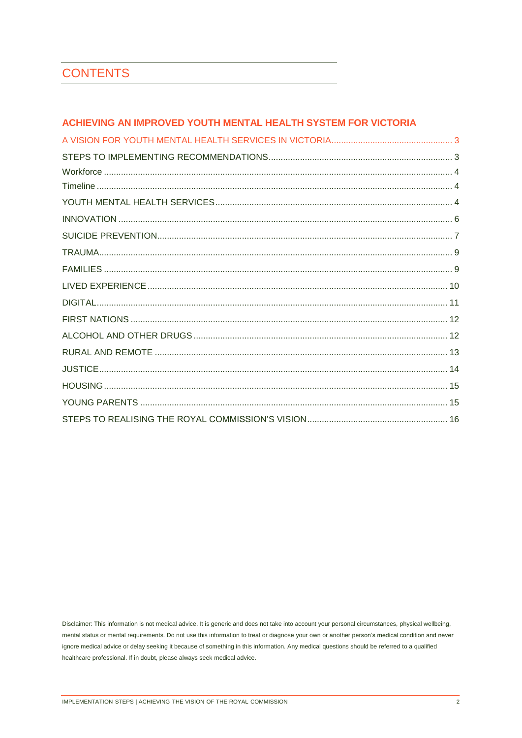# CONTENTS

## ACHIEVING AN IMPROVED YOUTH MENTAL HEALTH SYSTEM FOR VICTORIA

A VISION FOR YOUTH MENTAL HEALTH SERVICES IN VICTORIA .......... 3
STEPS TO IMPLEMENTING RECOMMENDATIONS .......... 3
Workforce .......... 4
Timeline .......... 4
YOUTH MENTAL HEALTH SERVICES .......... 4
INNOVATION .......... 6
SUICIDE PREVENTION .......... 7
TRAUMA .......... 9
FAMILIES .......... 9
LIVED EXPERIENCE .......... 10
DIGITAL .......... 11
FIRST NATIONS .......... 12
ALCOHOL AND OTHER DRUGS .......... 12
RURAL AND REMOTE .......... 13
JUSTICE .......... 14
HOUSING .......... 15
YOUNG PARENTS .......... 15
STEPS TO REALISING THE ROYAL COMMISSION'S VISION .......... 16

Disclaimer: This information is not medical advice. It is generic and does not take into account your personal circumstances, physical wellbeing, mental status or mental requirements. Do not use this information to treat or diagnose your own or another person's medical condition and never ignore medical advice or delay seeking it because of something in this information. Any medical questions should be referred to a qualified healthcare professional. If in doubt, please always seek medical advice.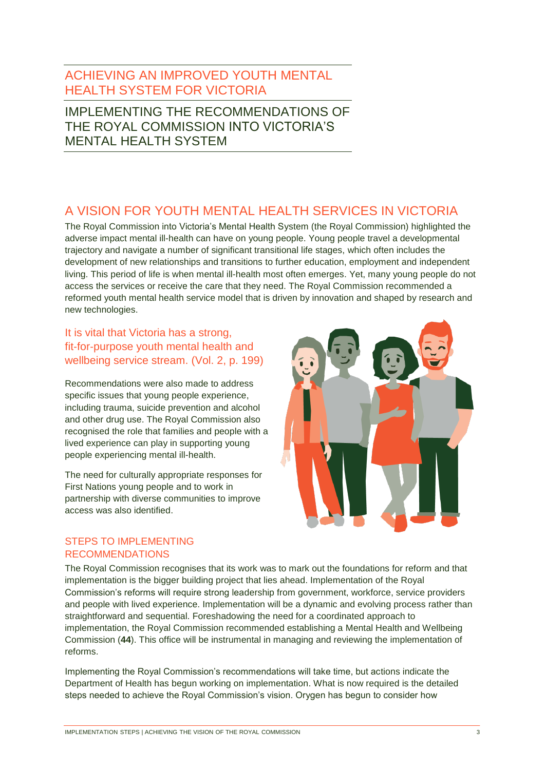# ACHIEVING AN IMPROVED YOUTH MENTAL HEALTH SYSTEM FOR VICTORIA

## IMPLEMENTING THE RECOMMENDATIONS OF THE ROYAL COMMISSION INTO VICTORIA'S MENTAL HEALTH SYSTEM

## A VISION FOR YOUTH MENTAL HEALTH SERVICES IN VICTORIA

The Royal Commission into Victoria's Mental Health System (the Royal Commission) highlighted the adverse impact mental ill-health can have on young people. Young people travel a developmental trajectory and navigate a number of significant transitional life stages, which often includes the development of new relationships and transitions to further education, employment and independent living. This period of life is when mental ill-health most often emerges. Yet, many young people do not access the services or receive the care that they need. The Royal Commission recommended a reformed youth mental health service model that is driven by innovation and shaped by research and new technologies.

> It is vital that Victoria has a strong, fit-for-purpose youth mental health and wellbeing service stream. (Vol. 2, p. 199)

Recommendations were also made to address specific issues that young people experience, including trauma, suicide prevention and alcohol and other drug use. The Royal Commission also recognised the role that families and people with a lived experience can play in supporting young people experiencing mental ill-health.

The need for culturally appropriate responses for First Nations young people and to work in partnership with diverse communities to improve access was also identified.

### STEPS TO IMPLEMENTING RECOMMENDATIONS

The Royal Commission recognises that its work was to mark out the foundations for reform and that implementation is the bigger building project that lies ahead. Implementation of the Royal Commission's reforms will require strong leadership from government, workforce, service providers and people with lived experience. Implementation will be a dynamic and evolving process rather than straightforward and sequential. Foreshadowing the need for a coordinated approach to implementation, the Royal Commission recommended establishing a Mental Health and Wellbeing Commission (**44**). This office will be instrumental in managing and reviewing the implementation of reforms.

Implementing the Royal Commission's recommendations will take time, but actions indicate the Department of Health has begun working on implementation. What is now required is the detailed steps needed to achieve the Royal Commission's vision. Orygen has begun to consider how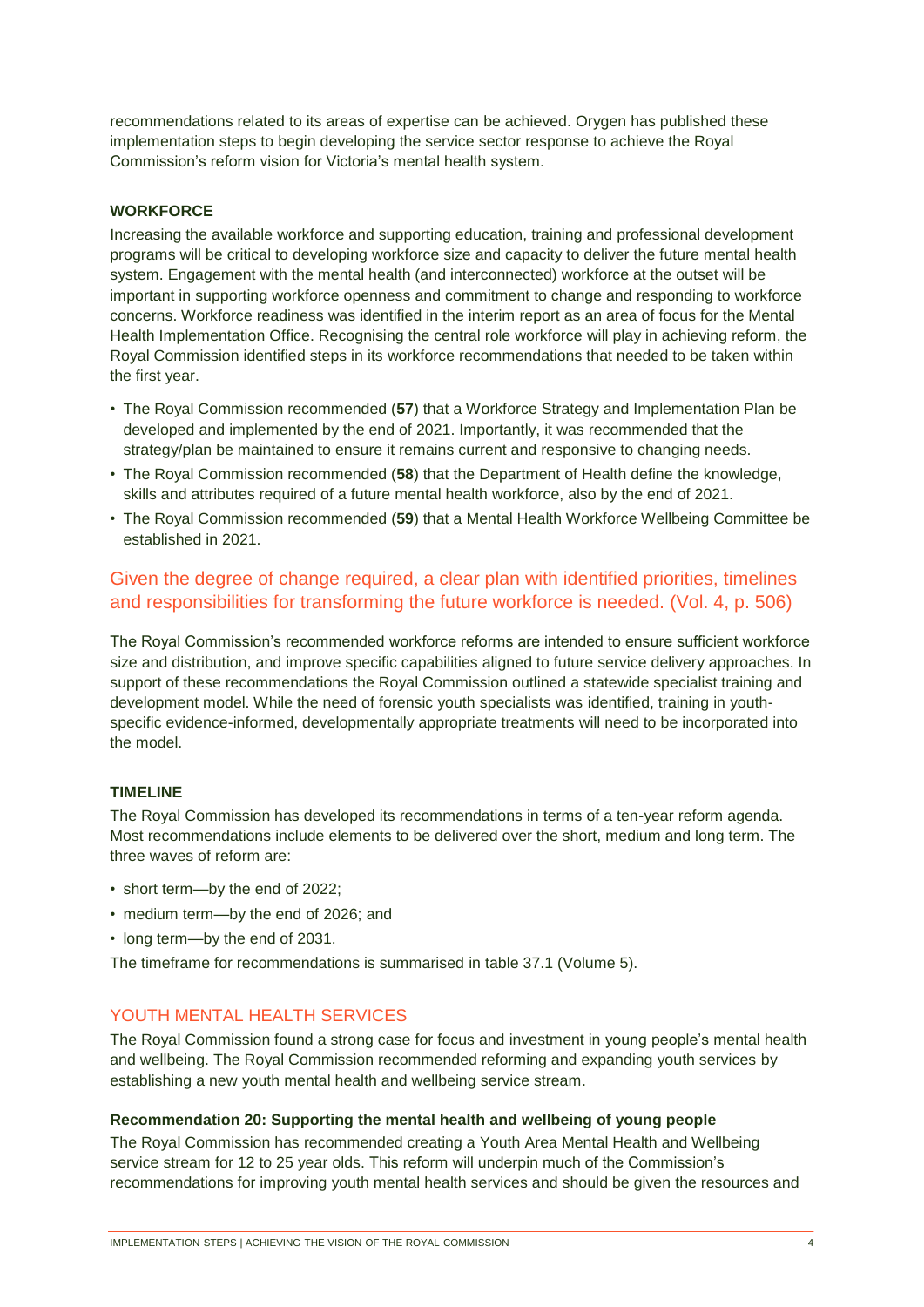recommendations related to its areas of expertise can be achieved. Orygen has published these implementation steps to begin developing the service sector response to achieve the Royal Commission's reform vision for Victoria's mental health system.

### WORKFORCE

Increasing the available workforce and supporting education, training and professional development programs will be critical to developing workforce size and capacity to deliver the future mental health system. Engagement with the mental health (and interconnected) workforce at the outset will be important in supporting workforce openness and commitment to change and responding to workforce concerns. Workforce readiness was identified in the interim report as an area of focus for the Mental Health Implementation Office. Recognising the central role workforce will play in achieving reform, the Royal Commission identified steps in its workforce recommendations that needed to be taken within the first year.

- The Royal Commission recommended (**57**) that a Workforce Strategy and Implementation Plan be developed and implemented by the end of 2021. Importantly, it was recommended that the strategy/plan be maintained to ensure it remains current and responsive to changing needs.
- The Royal Commission recommended (**58**) that the Department of Health define the knowledge, skills and attributes required of a future mental health workforce, also by the end of 2021.
- The Royal Commission recommended (**59**) that a Mental Health Workforce Wellbeing Committee be established in 2021.

> Given the degree of change required, a clear plan with identified priorities, timelines and responsibilities for transforming the future workforce is needed. (Vol. 4, p. 506)

The Royal Commission's recommended workforce reforms are intended to ensure sufficient workforce size and distribution, and improve specific capabilities aligned to future service delivery approaches. In support of these recommendations the Royal Commission outlined a statewide specialist training and development model. While the need of forensic youth specialists was identified, training in youth-specific evidence-informed, developmentally appropriate treatments will need to be incorporated into the model.

### TIMELINE

The Royal Commission has developed its recommendations in terms of a ten-year reform agenda. Most recommendations include elements to be delivered over the short, medium and long term. The three waves of reform are:

- short term—by the end of 2022;
- medium term—by the end of 2026; and
- long term—by the end of 2031.

The timeframe for recommendations is summarised in table 37.1 (Volume 5).

## YOUTH MENTAL HEALTH SERVICES

The Royal Commission found a strong case for focus and investment in young people's mental health and wellbeing. The Royal Commission recommended reforming and expanding youth services by establishing a new youth mental health and wellbeing service stream.

#### Recommendation 20: Supporting the mental health and wellbeing of young people

The Royal Commission has recommended creating a Youth Area Mental Health and Wellbeing service stream for 12 to 25 year olds. This reform will underpin much of the Commission's recommendations for improving youth mental health services and should be given the resources and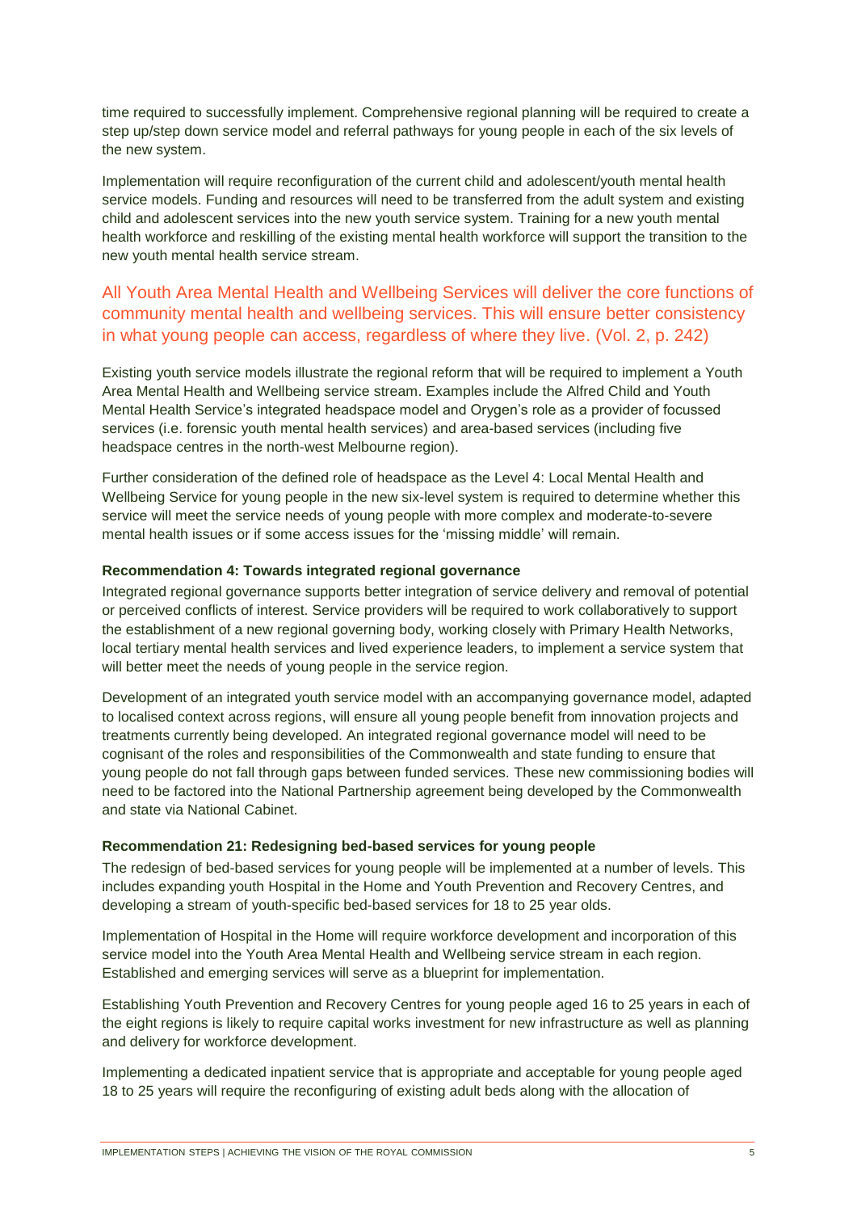time required to successfully implement. Comprehensive regional planning will be required to create a step up/step down service model and referral pathways for young people in each of the six levels of the new system.

Implementation will require reconfiguration of the current child and adolescent/youth mental health service models. Funding and resources will need to be transferred from the adult system and existing child and adolescent services into the new youth service system. Training for a new youth mental health workforce and reskilling of the existing mental health workforce will support the transition to the new youth mental health service stream.

> All Youth Area Mental Health and Wellbeing Services will deliver the core functions of community mental health and wellbeing services. This will ensure better consistency in what young people can access, regardless of where they live. (Vol. 2, p. 242)

Existing youth service models illustrate the regional reform that will be required to implement a Youth Area Mental Health and Wellbeing service stream. Examples include the Alfred Child and Youth Mental Health Service's integrated headspace model and Orygen's role as a provider of focussed services (i.e. forensic youth mental health services) and area-based services (including five headspace centres in the north-west Melbourne region).

Further consideration of the defined role of headspace as the Level 4: Local Mental Health and Wellbeing Service for young people in the new six-level system is required to determine whether this service will meet the service needs of young people with more complex and moderate-to-severe mental health issues or if some access issues for the 'missing middle' will remain.

**Recommendation 4: Towards integrated regional governance**

Integrated regional governance supports better integration of service delivery and removal of potential or perceived conflicts of interest. Service providers will be required to work collaboratively to support the establishment of a new regional governing body, working closely with Primary Health Networks, local tertiary mental health services and lived experience leaders, to implement a service system that will better meet the needs of young people in the service region.

Development of an integrated youth service model with an accompanying governance model, adapted to localised context across regions, will ensure all young people benefit from innovation projects and treatments currently being developed. An integrated regional governance model will need to be cognisant of the roles and responsibilities of the Commonwealth and state funding to ensure that young people do not fall through gaps between funded services. These new commissioning bodies will need to be factored into the National Partnership agreement being developed by the Commonwealth and state via National Cabinet.

**Recommendation 21: Redesigning bed-based services for young people**

The redesign of bed-based services for young people will be implemented at a number of levels. This includes expanding youth Hospital in the Home and Youth Prevention and Recovery Centres, and developing a stream of youth-specific bed-based services for 18 to 25 year olds.

Implementation of Hospital in the Home will require workforce development and incorporation of this service model into the Youth Area Mental Health and Wellbeing service stream in each region. Established and emerging services will serve as a blueprint for implementation.

Establishing Youth Prevention and Recovery Centres for young people aged 16 to 25 years in each of the eight regions is likely to require capital works investment for new infrastructure as well as planning and delivery for workforce development.

Implementing a dedicated inpatient service that is appropriate and acceptable for young people aged 18 to 25 years will require the reconfiguring of existing adult beds along with the allocation of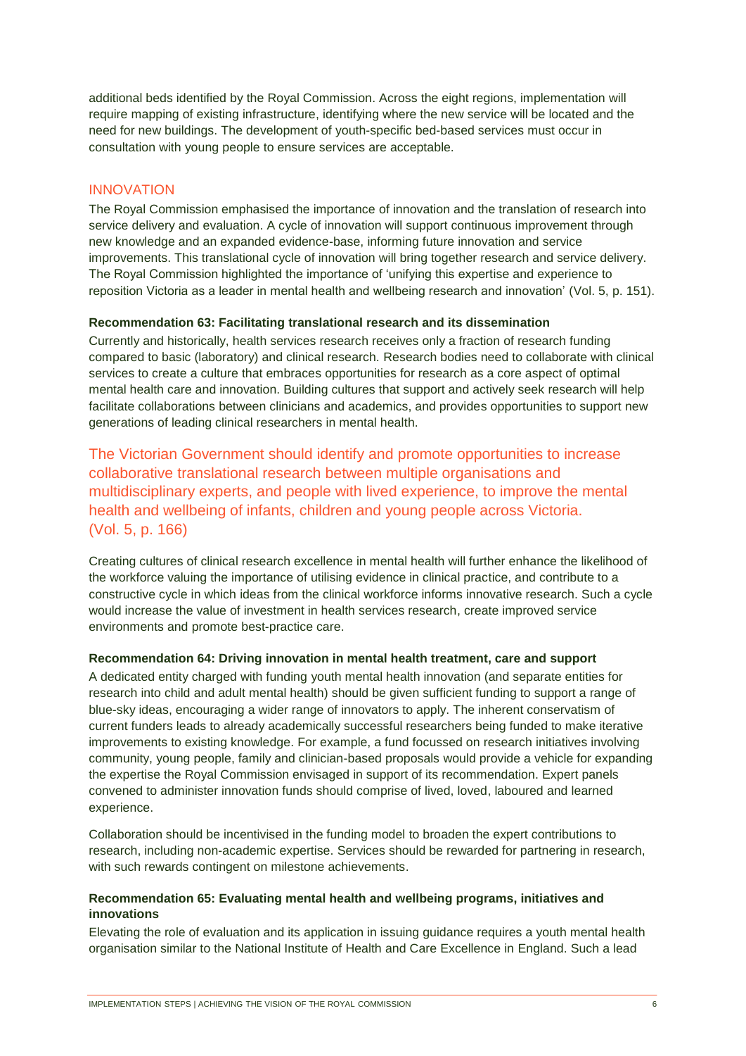additional beds identified by the Royal Commission. Across the eight regions, implementation will require mapping of existing infrastructure, identifying where the new service will be located and the need for new buildings. The development of youth-specific bed-based services must occur in consultation with young people to ensure services are acceptable.

## INNOVATION

The Royal Commission emphasised the importance of innovation and the translation of research into service delivery and evaluation. A cycle of innovation will support continuous improvement through new knowledge and an expanded evidence-base, informing future innovation and service improvements. This translational cycle of innovation will bring together research and service delivery. The Royal Commission highlighted the importance of 'unifying this expertise and experience to reposition Victoria as a leader in mental health and wellbeing research and innovation' (Vol. 5, p. 151).

**Recommendation 63: Facilitating translational research and its dissemination**

Currently and historically, health services research receives only a fraction of research funding compared to basic (laboratory) and clinical research. Research bodies need to collaborate with clinical services to create a culture that embraces opportunities for research as a core aspect of optimal mental health care and innovation. Building cultures that support and actively seek research will help facilitate collaborations between clinicians and academics, and provides opportunities to support new generations of leading clinical researchers in mental health.

> The Victorian Government should identify and promote opportunities to increase collaborative translational research between multiple organisations and multidisciplinary experts, and people with lived experience, to improve the mental health and wellbeing of infants, children and young people across Victoria. (Vol. 5, p. 166)

Creating cultures of clinical research excellence in mental health will further enhance the likelihood of the workforce valuing the importance of utilising evidence in clinical practice, and contribute to a constructive cycle in which ideas from the clinical workforce informs innovative research. Such a cycle would increase the value of investment in health services research, create improved service environments and promote best-practice care.

**Recommendation 64: Driving innovation in mental health treatment, care and support**

A dedicated entity charged with funding youth mental health innovation (and separate entities for research into child and adult mental health) should be given sufficient funding to support a range of blue-sky ideas, encouraging a wider range of innovators to apply. The inherent conservatism of current funders leads to already academically successful researchers being funded to make iterative improvements to existing knowledge. For example, a fund focussed on research initiatives involving community, young people, family and clinician-based proposals would provide a vehicle for expanding the expertise the Royal Commission envisaged in support of its recommendation. Expert panels convened to administer innovation funds should comprise of lived, loved, laboured and learned experience.

Collaboration should be incentivised in the funding model to broaden the expert contributions to research, including non-academic expertise. Services should be rewarded for partnering in research, with such rewards contingent on milestone achievements.

**Recommendation 65: Evaluating mental health and wellbeing programs, initiatives and innovations**

Elevating the role of evaluation and its application in issuing guidance requires a youth mental health organisation similar to the National Institute of Health and Care Excellence in England. Such a lead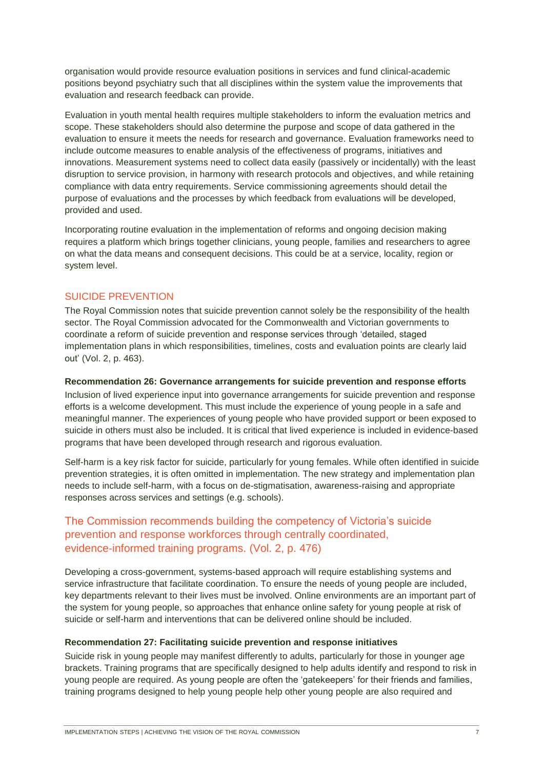organisation would provide resource evaluation positions in services and fund clinical-academic positions beyond psychiatry such that all disciplines within the system value the improvements that evaluation and research feedback can provide.

Evaluation in youth mental health requires multiple stakeholders to inform the evaluation metrics and scope. These stakeholders should also determine the purpose and scope of data gathered in the evaluation to ensure it meets the needs for research and governance. Evaluation frameworks need to include outcome measures to enable analysis of the effectiveness of programs, initiatives and innovations. Measurement systems need to collect data easily (passively or incidentally) with the least disruption to service provision, in harmony with research protocols and objectives, and while retaining compliance with data entry requirements. Service commissioning agreements should detail the purpose of evaluations and the processes by which feedback from evaluations will be developed, provided and used.

Incorporating routine evaluation in the implementation of reforms and ongoing decision making requires a platform which brings together clinicians, young people, families and researchers to agree on what the data means and consequent decisions. This could be at a service, locality, region or system level.

## SUICIDE PREVENTION

The Royal Commission notes that suicide prevention cannot solely be the responsibility of the health sector. The Royal Commission advocated for the Commonwealth and Victorian governments to coordinate a reform of suicide prevention and response services through 'detailed, staged implementation plans in which responsibilities, timelines, costs and evaluation points are clearly laid out' (Vol. 2, p. 463).

**Recommendation 26: Governance arrangements for suicide prevention and response efforts**

Inclusion of lived experience input into governance arrangements for suicide prevention and response efforts is a welcome development. This must include the experience of young people in a safe and meaningful manner. The experiences of young people who have provided support or been exposed to suicide in others must also be included. It is critical that lived experience is included in evidence-based programs that have been developed through research and rigorous evaluation.

Self-harm is a key risk factor for suicide, particularly for young females. While often identified in suicide prevention strategies, it is often omitted in implementation. The new strategy and implementation plan needs to include self-harm, with a focus on de-stigmatisation, awareness-raising and appropriate responses across services and settings (e.g. schools).

### The Commission recommends building the competency of Victoria's suicide prevention and response workforces through centrally coordinated, evidence-informed training programs. (Vol. 2, p. 476)

Developing a cross-government, systems-based approach will require establishing systems and service infrastructure that facilitate coordination. To ensure the needs of young people are included, key departments relevant to their lives must be involved. Online environments are an important part of the system for young people, so approaches that enhance online safety for young people at risk of suicide or self-harm and interventions that can be delivered online should be included.

**Recommendation 27: Facilitating suicide prevention and response initiatives**

Suicide risk in young people may manifest differently to adults, particularly for those in younger age brackets. Training programs that are specifically designed to help adults identify and respond to risk in young people are required. As young people are often the 'gatekeepers' for their friends and families, training programs designed to help young people help other young people are also required and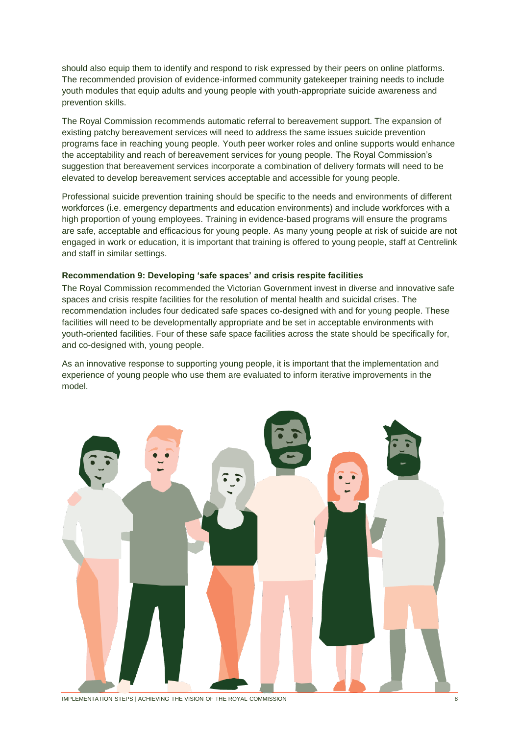should also equip them to identify and respond to risk expressed by their peers on online platforms. The recommended provision of evidence-informed community gatekeeper training needs to include youth modules that equip adults and young people with youth-appropriate suicide awareness and prevention skills.

The Royal Commission recommends automatic referral to bereavement support. The expansion of existing patchy bereavement services will need to address the same issues suicide prevention programs face in reaching young people. Youth peer worker roles and online supports would enhance the acceptability and reach of bereavement services for young people. The Royal Commission's suggestion that bereavement services incorporate a combination of delivery formats will need to be elevated to develop bereavement services acceptable and accessible for young people.

Professional suicide prevention training should be specific to the needs and environments of different workforces (i.e. emergency departments and education environments) and include workforces with a high proportion of young employees. Training in evidence-based programs will ensure the programs are safe, acceptable and efficacious for young people. As many young people at risk of suicide are not engaged in work or education, it is important that training is offered to young people, staff at Centrelink and staff in similar settings.

**Recommendation 9: Developing 'safe spaces' and crisis respite facilities**

The Royal Commission recommended the Victorian Government invest in diverse and innovative safe spaces and crisis respite facilities for the resolution of mental health and suicidal crises. The recommendation includes four dedicated safe spaces co-designed with and for young people. These facilities will need to be developmentally appropriate and be set in acceptable environments with youth-oriented facilities. Four of these safe space facilities across the state should be specifically for, and co-designed with, young people.

As an innovative response to supporting young people, it is important that the implementation and experience of young people who use them are evaluated to inform iterative improvements in the model.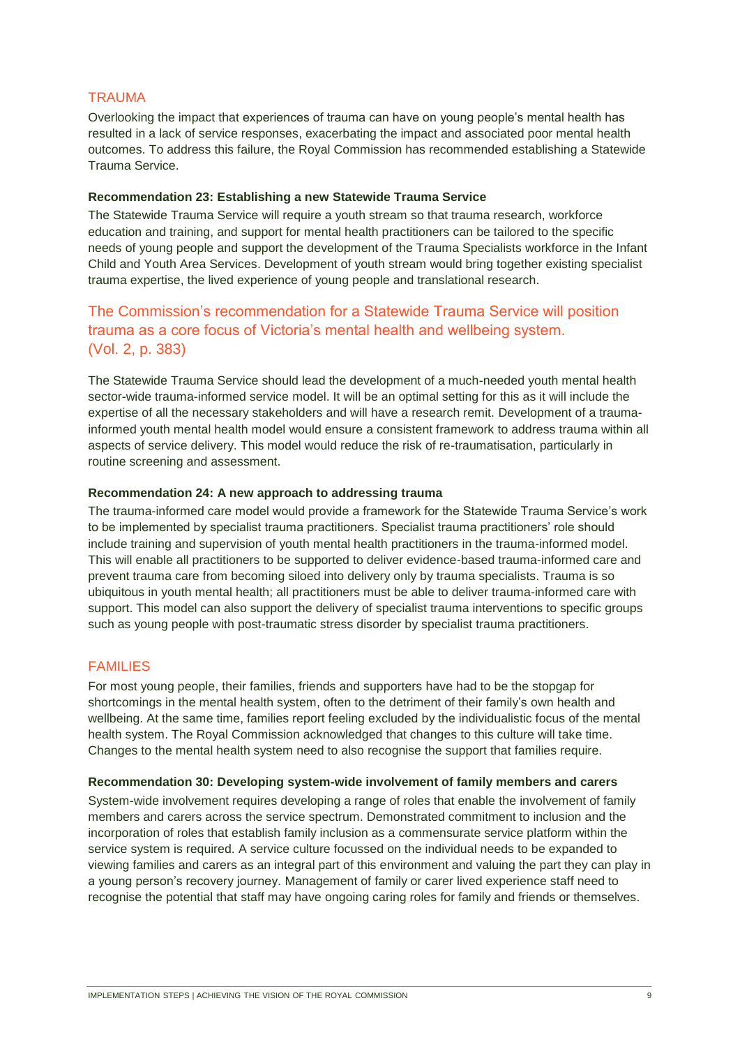## TRAUMA

Overlooking the impact that experiences of trauma can have on young people's mental health has resulted in a lack of service responses, exacerbating the impact and associated poor mental health outcomes. To address this failure, the Royal Commission has recommended establishing a Statewide Trauma Service.

**Recommendation 23: Establishing a new Statewide Trauma Service**

The Statewide Trauma Service will require a youth stream so that trauma research, workforce education and training, and support for mental health practitioners can be tailored to the specific needs of young people and support the development of the Trauma Specialists workforce in the Infant Child and Youth Area Services. Development of youth stream would bring together existing specialist trauma expertise, the lived experience of young people and translational research.

> The Commission's recommendation for a Statewide Trauma Service will position trauma as a core focus of Victoria's mental health and wellbeing system. (Vol. 2, p. 383)

The Statewide Trauma Service should lead the development of a much-needed youth mental health sector-wide trauma-informed service model. It will be an optimal setting for this as it will include the expertise of all the necessary stakeholders and will have a research remit. Development of a trauma-informed youth mental health model would ensure a consistent framework to address trauma within all aspects of service delivery. This model would reduce the risk of re-traumatisation, particularly in routine screening and assessment.

**Recommendation 24: A new approach to addressing trauma**

The trauma-informed care model would provide a framework for the Statewide Trauma Service's work to be implemented by specialist trauma practitioners. Specialist trauma practitioners' role should include training and supervision of youth mental health practitioners in the trauma-informed model. This will enable all practitioners to be supported to deliver evidence-based trauma-informed care and prevent trauma care from becoming siloed into delivery only by trauma specialists. Trauma is so ubiquitous in youth mental health; all practitioners must be able to deliver trauma-informed care with support. This model can also support the delivery of specialist trauma interventions to specific groups such as young people with post-traumatic stress disorder by specialist trauma practitioners.

## FAMILIES

For most young people, their families, friends and supporters have had to be the stopgap for shortcomings in the mental health system, often to the detriment of their family's own health and wellbeing. At the same time, families report feeling excluded by the individualistic focus of the mental health system. The Royal Commission acknowledged that changes to this culture will take time. Changes to the mental health system need to also recognise the support that families require.

**Recommendation 30: Developing system-wide involvement of family members and carers**

System-wide involvement requires developing a range of roles that enable the involvement of family members and carers across the service spectrum. Demonstrated commitment to inclusion and the incorporation of roles that establish family inclusion as a commensurate service platform within the service system is required. A service culture focussed on the individual needs to be expanded to viewing families and carers as an integral part of this environment and valuing the part they can play in a young person's recovery journey. Management of family or carer lived experience staff need to recognise the potential that staff may have ongoing caring roles for family and friends or themselves.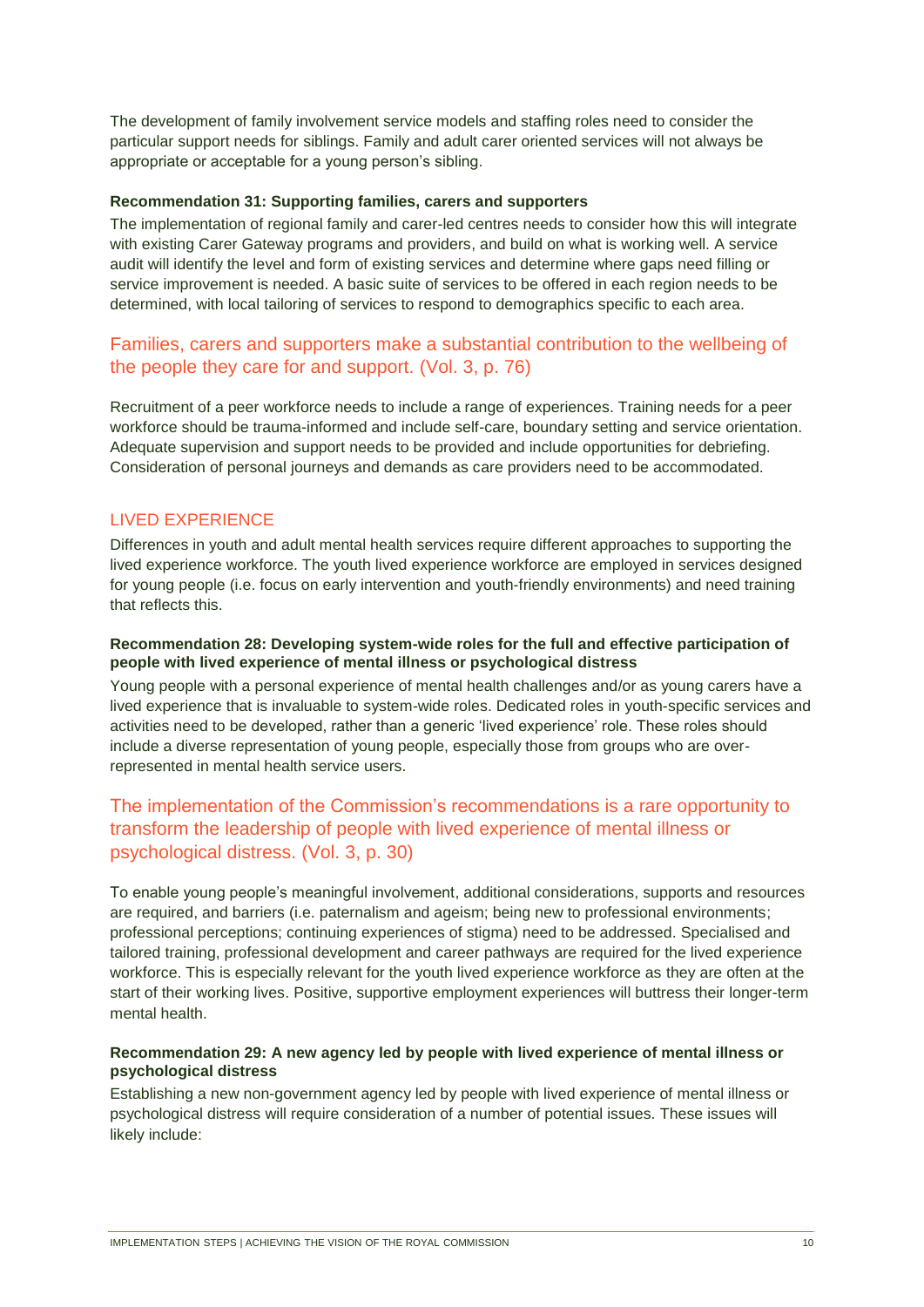The development of family involvement service models and staffing roles need to consider the particular support needs for siblings. Family and adult carer oriented services will not always be appropriate or acceptable for a young person's sibling.

**Recommendation 31: Supporting families, carers and supporters**

The implementation of regional family and carer-led centres needs to consider how this will integrate with existing Carer Gateway programs and providers, and build on what is working well. A service audit will identify the level and form of existing services and determine where gaps need filling or service improvement is needed. A basic suite of services to be offered in each region needs to be determined, with local tailoring of services to respond to demographics specific to each area.

> Families, carers and supporters make a substantial contribution to the wellbeing of the people they care for and support. (Vol. 3, p. 76)

Recruitment of a peer workforce needs to include a range of experiences. Training needs for a peer workforce should be trauma-informed and include self-care, boundary setting and service orientation. Adequate supervision and support needs to be provided and include opportunities for debriefing. Consideration of personal journeys and demands as care providers need to be accommodated.

## LIVED EXPERIENCE

Differences in youth and adult mental health services require different approaches to supporting the lived experience workforce. The youth lived experience workforce are employed in services designed for young people (i.e. focus on early intervention and youth-friendly environments) and need training that reflects this.

**Recommendation 28: Developing system-wide roles for the full and effective participation of people with lived experience of mental illness or psychological distress**

Young people with a personal experience of mental health challenges and/or as young carers have a lived experience that is invaluable to system-wide roles. Dedicated roles in youth-specific services and activities need to be developed, rather than a generic 'lived experience' role. These roles should include a diverse representation of young people, especially those from groups who are over-represented in mental health service users.

> The implementation of the Commission's recommendations is a rare opportunity to transform the leadership of people with lived experience of mental illness or psychological distress. (Vol. 3, p. 30)

To enable young people's meaningful involvement, additional considerations, supports and resources are required, and barriers (i.e. paternalism and ageism; being new to professional environments; professional perceptions; continuing experiences of stigma) need to be addressed. Specialised and tailored training, professional development and career pathways are required for the lived experience workforce. This is especially relevant for the youth lived experience workforce as they are often at the start of their working lives. Positive, supportive employment experiences will buttress their longer-term mental health.

**Recommendation 29: A new agency led by people with lived experience of mental illness or psychological distress**

Establishing a new non-government agency led by people with lived experience of mental illness or psychological distress will require consideration of a number of potential issues. These issues will likely include: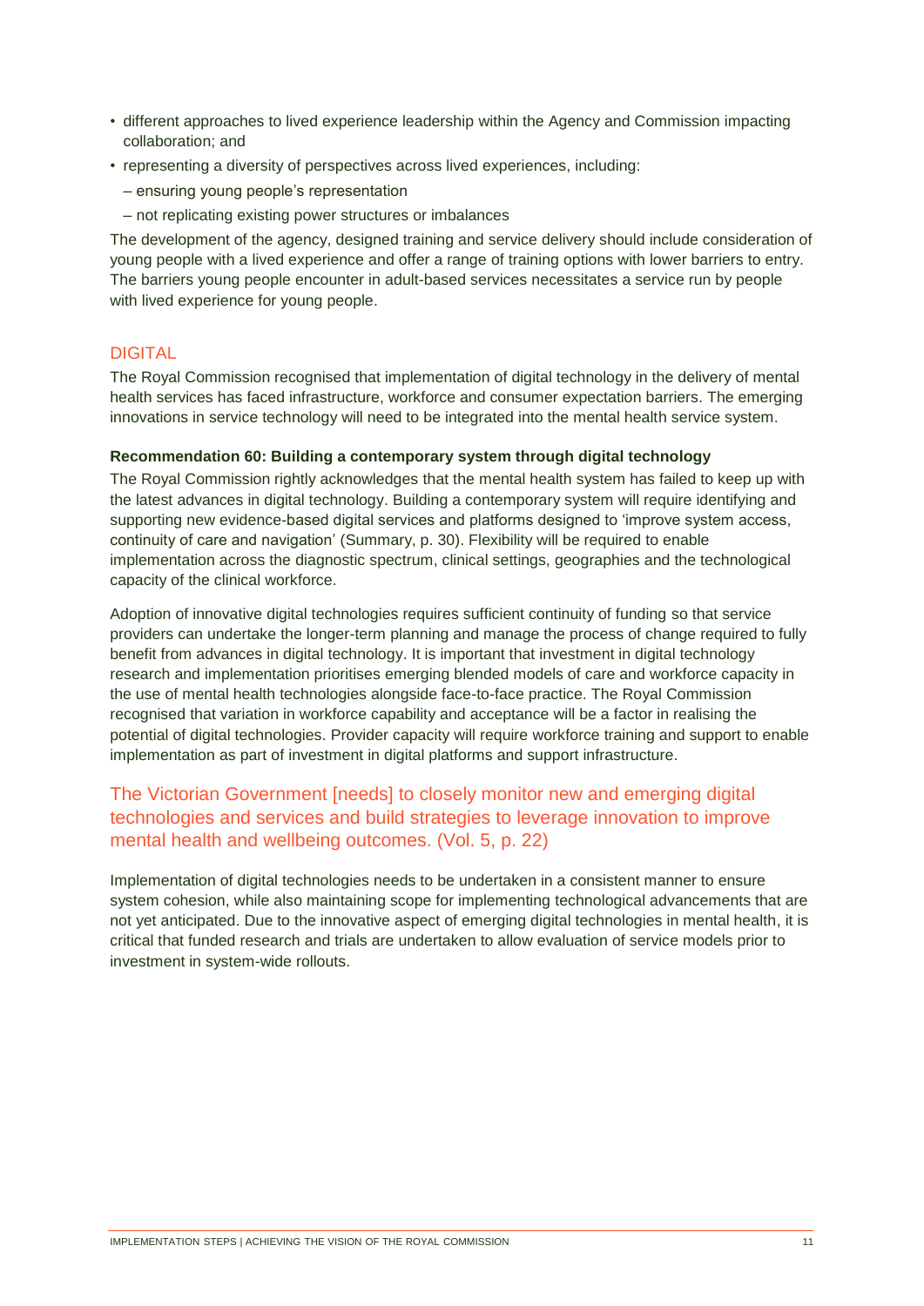- different approaches to lived experience leadership within the Agency and Commission impacting collaboration; and
- representing a diversity of perspectives across lived experiences, including:
  - ensuring young people's representation
  - not replicating existing power structures or imbalances

The development of the agency, designed training and service delivery should include consideration of young people with a lived experience and offer a range of training options with lower barriers to entry. The barriers young people encounter in adult-based services necessitates a service run by people with lived experience for young people.

## DIGITAL

The Royal Commission recognised that implementation of digital technology in the delivery of mental health services has faced infrastructure, workforce and consumer expectation barriers. The emerging innovations in service technology will need to be integrated into the mental health service system.

**Recommendation 60: Building a contemporary system through digital technology**

The Royal Commission rightly acknowledges that the mental health system has failed to keep up with the latest advances in digital technology. Building a contemporary system will require identifying and supporting new evidence-based digital services and platforms designed to 'improve system access, continuity of care and navigation' (Summary, p. 30). Flexibility will be required to enable implementation across the diagnostic spectrum, clinical settings, geographies and the technological capacity of the clinical workforce.

Adoption of innovative digital technologies requires sufficient continuity of funding so that service providers can undertake the longer-term planning and manage the process of change required to fully benefit from advances in digital technology. It is important that investment in digital technology research and implementation prioritises emerging blended models of care and workforce capacity in the use of mental health technologies alongside face-to-face practice. The Royal Commission recognised that variation in workforce capability and acceptance will be a factor in realising the potential of digital technologies. Provider capacity will require workforce training and support to enable implementation as part of investment in digital platforms and support infrastructure.

> The Victorian Government [needs] to closely monitor new and emerging digital technologies and services and build strategies to leverage innovation to improve mental health and wellbeing outcomes. (Vol. 5, p. 22)

Implementation of digital technologies needs to be undertaken in a consistent manner to ensure system cohesion, while also maintaining scope for implementing technological advancements that are not yet anticipated. Due to the innovative aspect of emerging digital technologies in mental health, it is critical that funded research and trials are undertaken to allow evaluation of service models prior to investment in system-wide rollouts.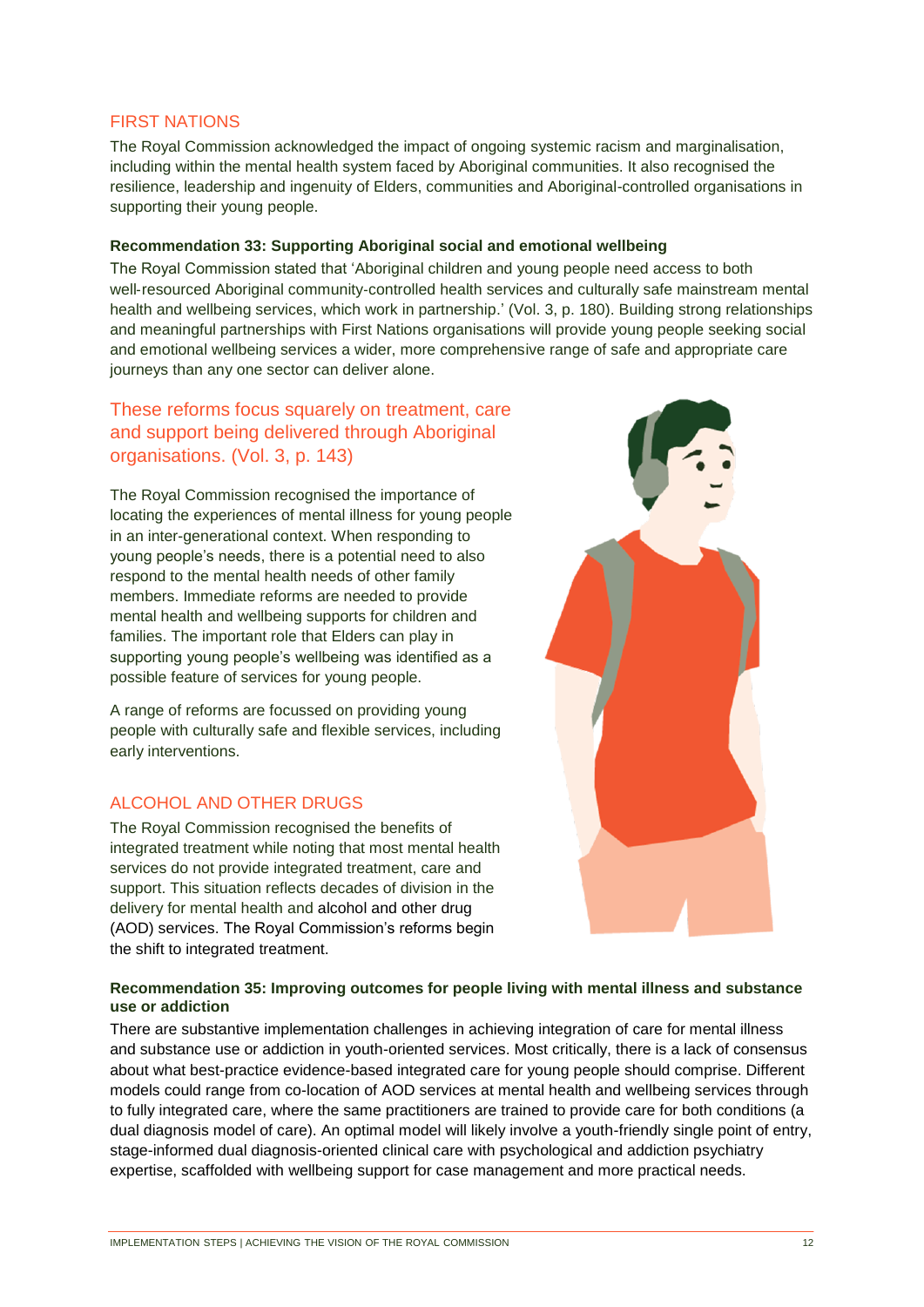## FIRST NATIONS

The Royal Commission acknowledged the impact of ongoing systemic racism and marginalisation, including within the mental health system faced by Aboriginal communities. It also recognised the resilience, leadership and ingenuity of Elders, communities and Aboriginal-controlled organisations in supporting their young people.

**Recommendation 33: Supporting Aboriginal social and emotional wellbeing**

The Royal Commission stated that 'Aboriginal children and young people need access to both well-resourced Aboriginal community-controlled health services and culturally safe mainstream mental health and wellbeing services, which work in partnership.' (Vol. 3, p. 180). Building strong relationships and meaningful partnerships with First Nations organisations will provide young people seeking social and emotional wellbeing services a wider, more comprehensive range of safe and appropriate care journeys than any one sector can deliver alone.

> These reforms focus squarely on treatment, care and support being delivered through Aboriginal organisations. (Vol. 3, p. 143)

The Royal Commission recognised the importance of locating the experiences of mental illness for young people in an inter-generational context. When responding to young people's needs, there is a potential need to also respond to the mental health needs of other family members. Immediate reforms are needed to provide mental health and wellbeing supports for children and families. The important role that Elders can play in supporting young people's wellbeing was identified as a possible feature of services for young people.

A range of reforms are focussed on providing young people with culturally safe and flexible services, including early interventions.

## ALCOHOL AND OTHER DRUGS

The Royal Commission recognised the benefits of integrated treatment while noting that most mental health services do not provide integrated treatment, care and support. This situation reflects decades of division in the delivery for mental health and alcohol and other drug (AOD) services. The Royal Commission's reforms begin the shift to integrated treatment.

**Recommendation 35: Improving outcomes for people living with mental illness and substance use or addiction**

There are substantive implementation challenges in achieving integration of care for mental illness and substance use or addiction in youth-oriented services. Most critically, there is a lack of consensus about what best-practice evidence-based integrated care for young people should comprise. Different models could range from co-location of AOD services at mental health and wellbeing services through to fully integrated care, where the same practitioners are trained to provide care for both conditions (a dual diagnosis model of care). An optimal model will likely involve a youth-friendly single point of entry, stage-informed dual diagnosis-oriented clinical care with psychological and addiction psychiatry expertise, scaffolded with wellbeing support for case management and more practical needs.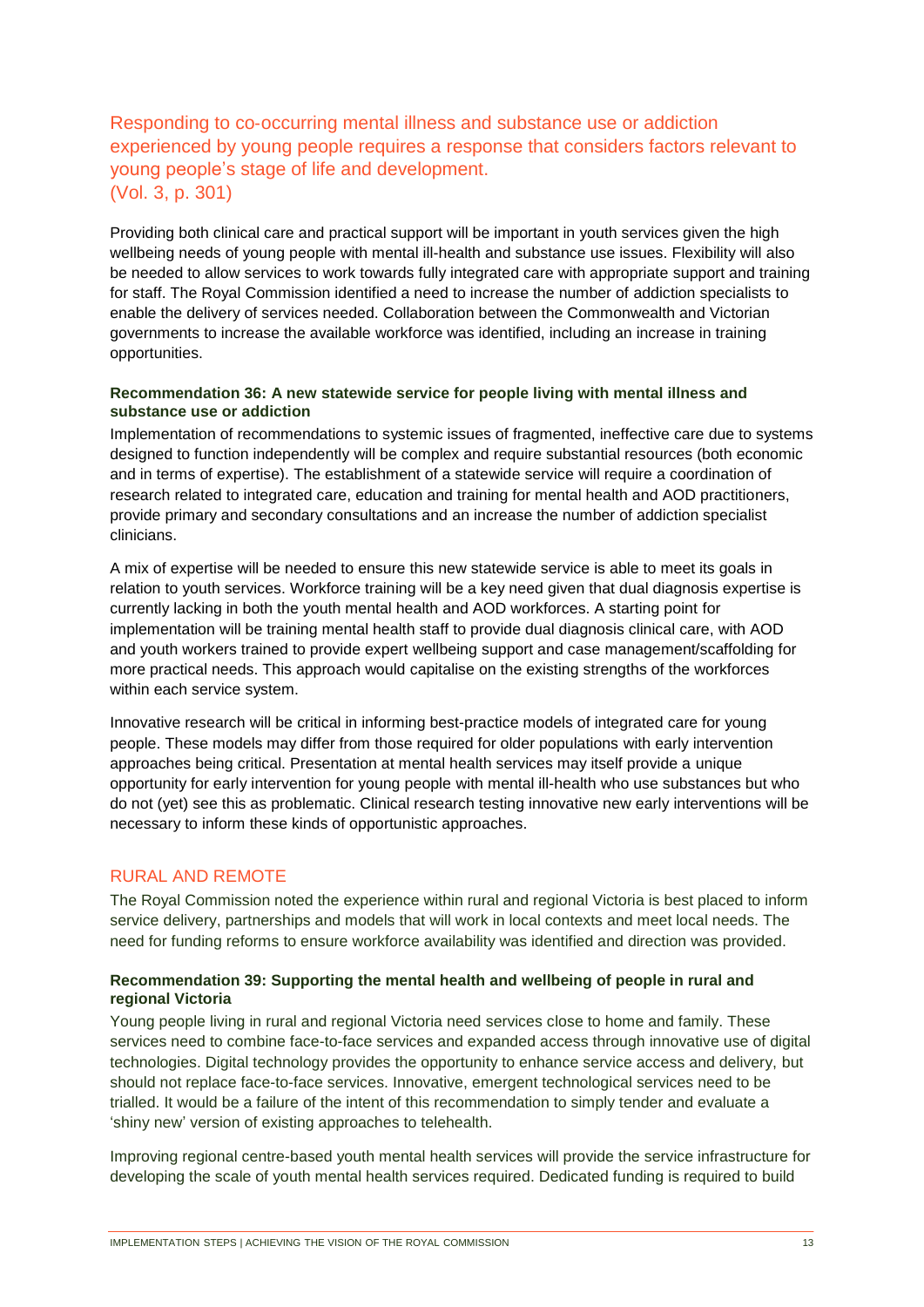## Responding to co-occurring mental illness and substance use or addiction experienced by young people requires a response that considers factors relevant to young people's stage of life and development. (Vol. 3, p. 301)

Providing both clinical care and practical support will be important in youth services given the high wellbeing needs of young people with mental ill-health and substance use issues. Flexibility will also be needed to allow services to work towards fully integrated care with appropriate support and training for staff. The Royal Commission identified a need to increase the number of addiction specialists to enable the delivery of services needed. Collaboration between the Commonwealth and Victorian governments to increase the available workforce was identified, including an increase in training opportunities.

**Recommendation 36: A new statewide service for people living with mental illness and substance use or addiction**

Implementation of recommendations to systemic issues of fragmented, ineffective care due to systems designed to function independently will be complex and require substantial resources (both economic and in terms of expertise). The establishment of a statewide service will require a coordination of research related to integrated care, education and training for mental health and AOD practitioners, provide primary and secondary consultations and an increase the number of addiction specialist clinicians.

A mix of expertise will be needed to ensure this new statewide service is able to meet its goals in relation to youth services. Workforce training will be a key need given that dual diagnosis expertise is currently lacking in both the youth mental health and AOD workforces. A starting point for implementation will be training mental health staff to provide dual diagnosis clinical care, with AOD and youth workers trained to provide expert wellbeing support and case management/scaffolding for more practical needs. This approach would capitalise on the existing strengths of the workforces within each service system.

Innovative research will be critical in informing best-practice models of integrated care for young people. These models may differ from those required for older populations with early intervention approaches being critical. Presentation at mental health services may itself provide a unique opportunity for early intervention for young people with mental ill-health who use substances but who do not (yet) see this as problematic. Clinical research testing innovative new early interventions will be necessary to inform these kinds of opportunistic approaches.

## RURAL AND REMOTE

The Royal Commission noted the experience within rural and regional Victoria is best placed to inform service delivery, partnerships and models that will work in local contexts and meet local needs. The need for funding reforms to ensure workforce availability was identified and direction was provided.

**Recommendation 39: Supporting the mental health and wellbeing of people in rural and regional Victoria**

Young people living in rural and regional Victoria need services close to home and family. These services need to combine face-to-face services and expanded access through innovative use of digital technologies. Digital technology provides the opportunity to enhance service access and delivery, but should not replace face-to-face services. Innovative, emergent technological services need to be trialled. It would be a failure of the intent of this recommendation to simply tender and evaluate a 'shiny new' version of existing approaches to telehealth.

Improving regional centre-based youth mental health services will provide the service infrastructure for developing the scale of youth mental health services required. Dedicated funding is required to build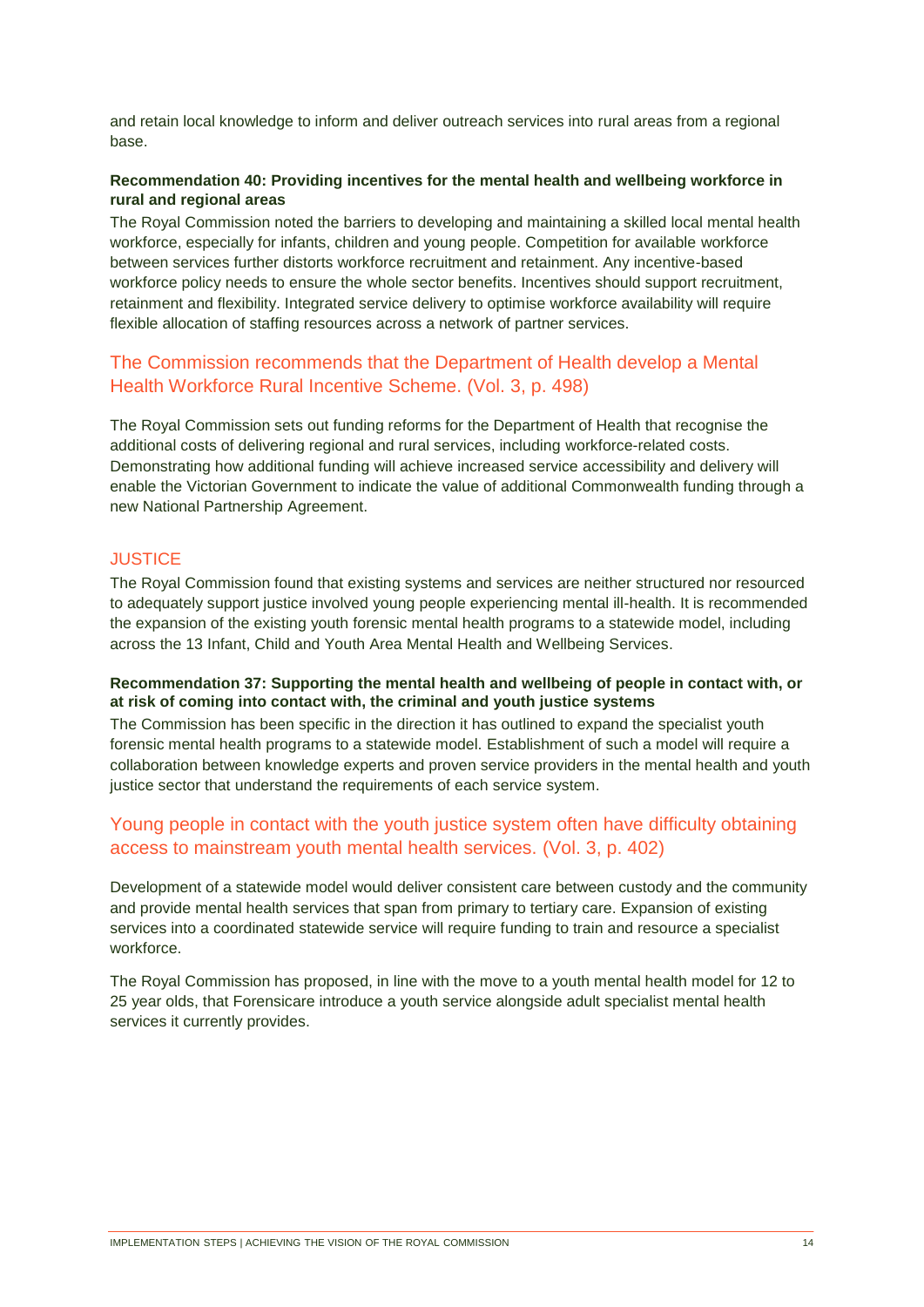and retain local knowledge to inform and deliver outreach services into rural areas from a regional base.

**Recommendation 40: Providing incentives for the mental health and wellbeing workforce in rural and regional areas**

The Royal Commission noted the barriers to developing and maintaining a skilled local mental health workforce, especially for infants, children and young people. Competition for available workforce between services further distorts workforce recruitment and retainment. Any incentive-based workforce policy needs to ensure the whole sector benefits. Incentives should support recruitment, retainment and flexibility. Integrated service delivery to optimise workforce availability will require flexible allocation of staffing resources across a network of partner services.

> The Commission recommends that the Department of Health develop a Mental Health Workforce Rural Incentive Scheme. (Vol. 3, p. 498)

The Royal Commission sets out funding reforms for the Department of Health that recognise the additional costs of delivering regional and rural services, including workforce-related costs. Demonstrating how additional funding will achieve increased service accessibility and delivery will enable the Victorian Government to indicate the value of additional Commonwealth funding through a new National Partnership Agreement.

## JUSTICE

The Royal Commission found that existing systems and services are neither structured nor resourced to adequately support justice involved young people experiencing mental ill-health. It is recommended the expansion of the existing youth forensic mental health programs to a statewide model, including across the 13 Infant, Child and Youth Area Mental Health and Wellbeing Services.

**Recommendation 37: Supporting the mental health and wellbeing of people in contact with, or at risk of coming into contact with, the criminal and youth justice systems**

The Commission has been specific in the direction it has outlined to expand the specialist youth forensic mental health programs to a statewide model. Establishment of such a model will require a collaboration between knowledge experts and proven service providers in the mental health and youth justice sector that understand the requirements of each service system.

> Young people in contact with the youth justice system often have difficulty obtaining access to mainstream youth mental health services. (Vol. 3, p. 402)

Development of a statewide model would deliver consistent care between custody and the community and provide mental health services that span from primary to tertiary care. Expansion of existing services into a coordinated statewide service will require funding to train and resource a specialist workforce.

The Royal Commission has proposed, in line with the move to a youth mental health model for 12 to 25 year olds, that Forensicare introduce a youth service alongside adult specialist mental health services it currently provides.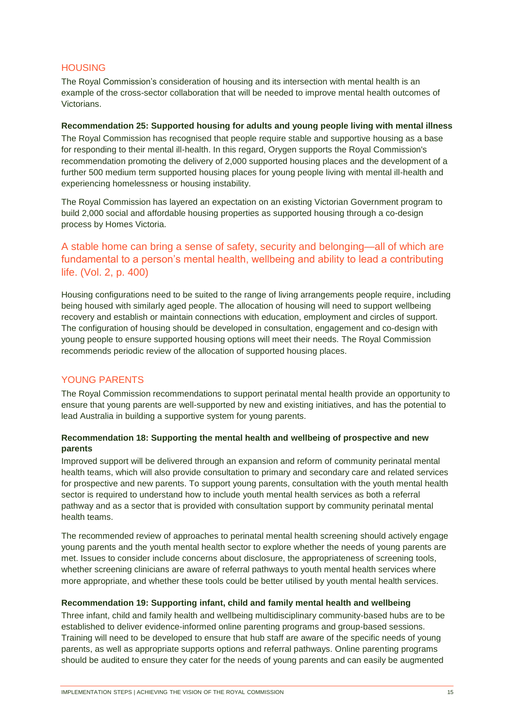## HOUSING

The Royal Commission's consideration of housing and its intersection with mental health is an example of the cross-sector collaboration that will be needed to improve mental health outcomes of Victorians.

**Recommendation 25: Supported housing for adults and young people living with mental illness**

The Royal Commission has recognised that people require stable and supportive housing as a base for responding to their mental ill-health. In this regard, Orygen supports the Royal Commission's recommendation promoting the delivery of 2,000 supported housing places and the development of a further 500 medium term supported housing places for young people living with mental ill-health and experiencing homelessness or housing instability.

The Royal Commission has layered an expectation on an existing Victorian Government program to build 2,000 social and affordable housing properties as supported housing through a co-design process by Homes Victoria.

> A stable home can bring a sense of safety, security and belonging—all of which are fundamental to a person's mental health, wellbeing and ability to lead a contributing life. (Vol. 2, p. 400)

Housing configurations need to be suited to the range of living arrangements people require, including being housed with similarly aged people. The allocation of housing will need to support wellbeing recovery and establish or maintain connections with education, employment and circles of support. The configuration of housing should be developed in consultation, engagement and co-design with young people to ensure supported housing options will meet their needs. The Royal Commission recommends periodic review of the allocation of supported housing places.

## YOUNG PARENTS

The Royal Commission recommendations to support perinatal mental health provide an opportunity to ensure that young parents are well-supported by new and existing initiatives, and has the potential to lead Australia in building a supportive system for young parents.

**Recommendation 18: Supporting the mental health and wellbeing of prospective and new parents**

Improved support will be delivered through an expansion and reform of community perinatal mental health teams, which will also provide consultation to primary and secondary care and related services for prospective and new parents. To support young parents, consultation with the youth mental health sector is required to understand how to include youth mental health services as both a referral pathway and as a sector that is provided with consultation support by community perinatal mental health teams.

The recommended review of approaches to perinatal mental health screening should actively engage young parents and the youth mental health sector to explore whether the needs of young parents are met. Issues to consider include concerns about disclosure, the appropriateness of screening tools, whether screening clinicians are aware of referral pathways to youth mental health services where more appropriate, and whether these tools could be better utilised by youth mental health services.

**Recommendation 19: Supporting infant, child and family mental health and wellbeing**

Three infant, child and family health and wellbeing multidisciplinary community-based hubs are to be established to deliver evidence-informed online parenting programs and group-based sessions. Training will need to be developed to ensure that hub staff are aware of the specific needs of young parents, as well as appropriate supports options and referral pathways. Online parenting programs should be audited to ensure they cater for the needs of young parents and can easily be augmented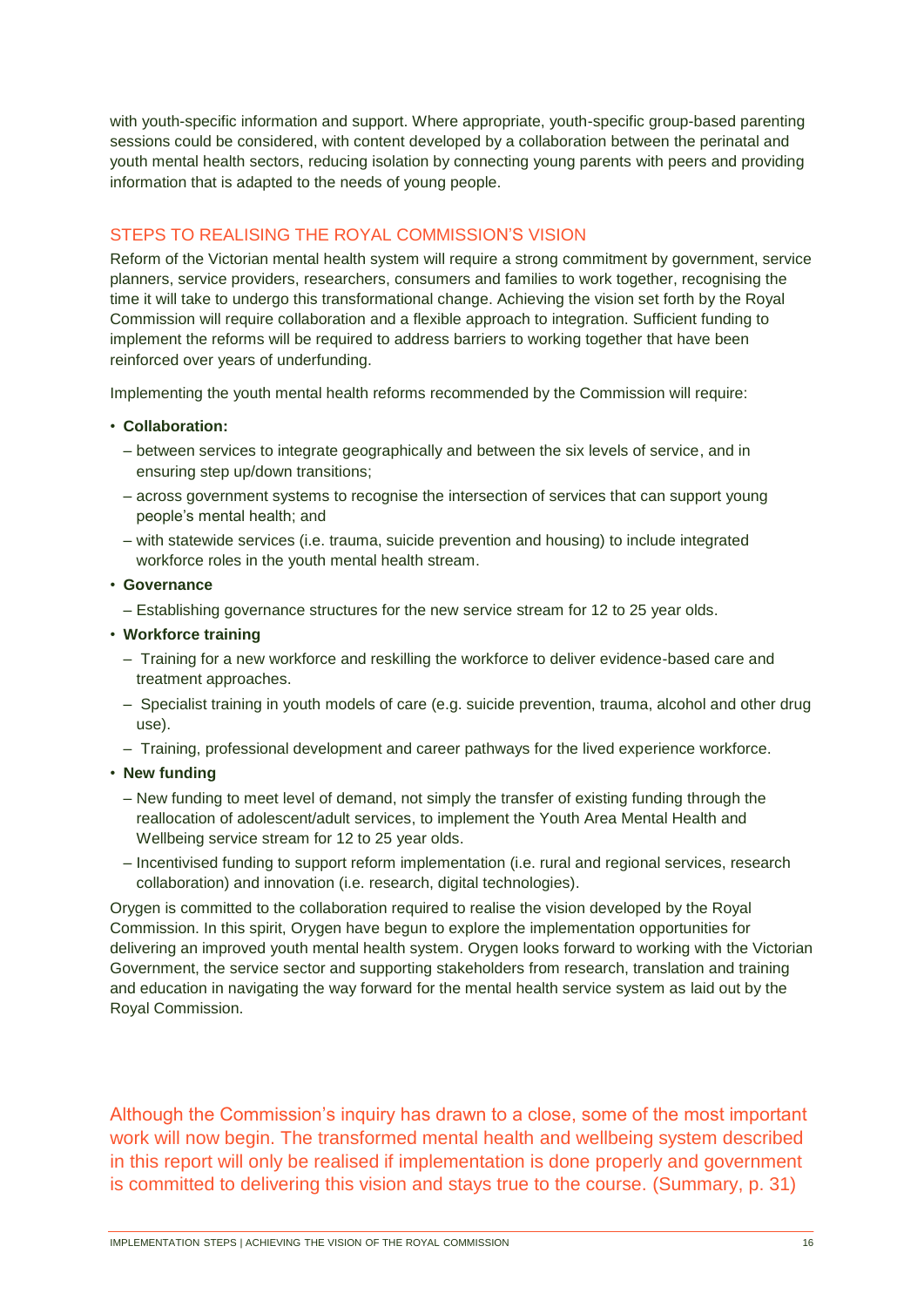with youth-specific information and support. Where appropriate, youth-specific group-based parenting sessions could be considered, with content developed by a collaboration between the perinatal and youth mental health sectors, reducing isolation by connecting young parents with peers and providing information that is adapted to the needs of young people.

## STEPS TO REALISING THE ROYAL COMMISSION'S VISION

Reform of the Victorian mental health system will require a strong commitment by government, service planners, service providers, researchers, consumers and families to work together, recognising the time it will take to undergo this transformational change. Achieving the vision set forth by the Royal Commission will require collaboration and a flexible approach to integration. Sufficient funding to implement the reforms will be required to address barriers to working together that have been reinforced over years of underfunding.

Implementing the youth mental health reforms recommended by the Commission will require:

- **Collaboration:**
  - between services to integrate geographically and between the six levels of service, and in ensuring step up/down transitions;
  - across government systems to recognise the intersection of services that can support young people's mental health; and
  - with statewide services (i.e. trauma, suicide prevention and housing) to include integrated workforce roles in the youth mental health stream.
- **Governance**
  - Establishing governance structures for the new service stream for 12 to 25 year olds.
- **Workforce training**
  - Training for a new workforce and reskilling the workforce to deliver evidence-based care and treatment approaches.
  - Specialist training in youth models of care (e.g. suicide prevention, trauma, alcohol and other drug use).
  - Training, professional development and career pathways for the lived experience workforce.
- **New funding**
  - New funding to meet level of demand, not simply the transfer of existing funding through the reallocation of adolescent/adult services, to implement the Youth Area Mental Health and Wellbeing service stream for 12 to 25 year olds.
  - Incentivised funding to support reform implementation (i.e. rural and regional services, research collaboration) and innovation (i.e. research, digital technologies).

Orygen is committed to the collaboration required to realise the vision developed by the Royal Commission. In this spirit, Orygen have begun to explore the implementation opportunities for delivering an improved youth mental health system. Orygen looks forward to working with the Victorian Government, the service sector and supporting stakeholders from research, translation and training and education in navigating the way forward for the mental health service system as laid out by the Royal Commission.

Although the Commission's inquiry has drawn to a close, some of the most important work will now begin. The transformed mental health and wellbeing system described in this report will only be realised if implementation is done properly and government is committed to delivering this vision and stays true to the course. (Summary, p. 31)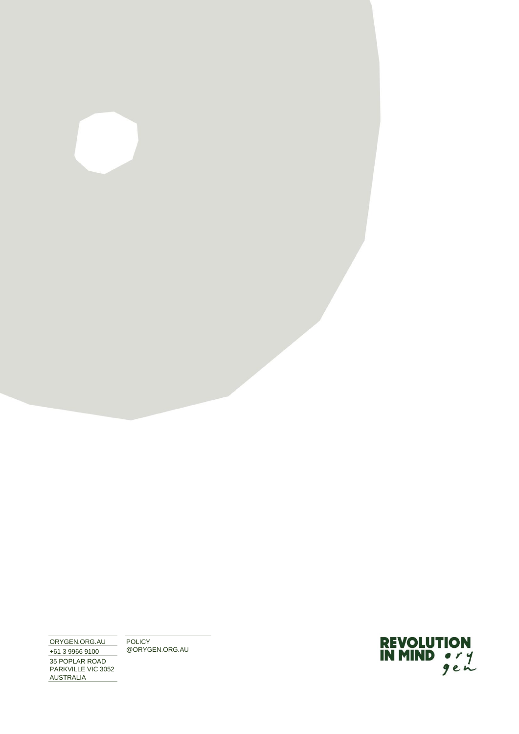ORYGEN.ORG.AU

+61 3 9966 9100

35 POPLAR ROAD
PARKVILLE VIC 3052
AUSTRALIA

POLICY
@ORYGEN.ORG.AU

REVOLUTION
IN MIND